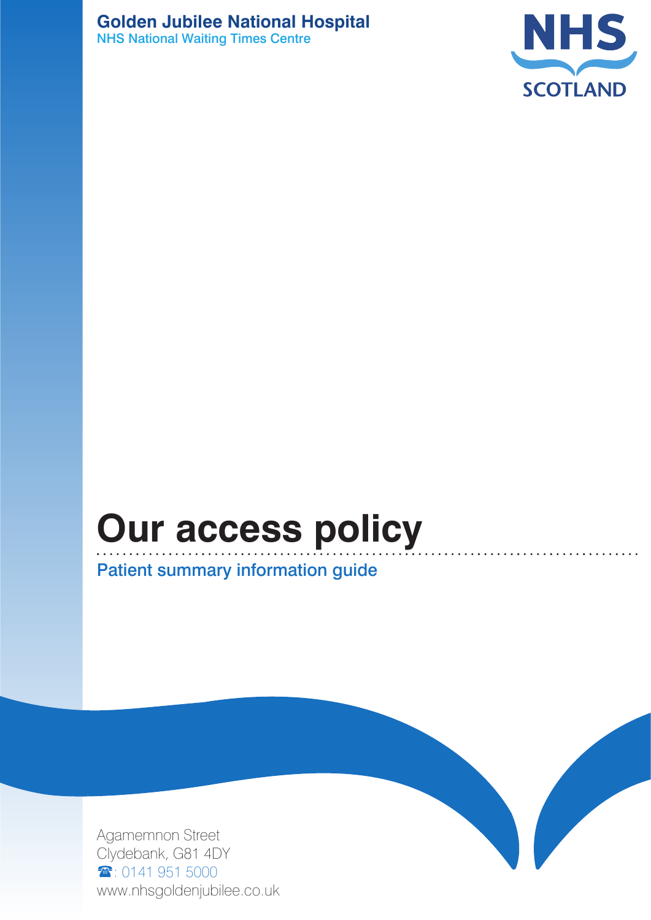**Golden Jubilee National Hospital**
NHS National Waiting Times Centre

NHS SCOTLAND

# Our access policy

## Patient summary information guide

Agamemnon Street
Clydebank, G81 4DY
☎: 0141 951 5000
www.nhsgoldenjubilee.co.uk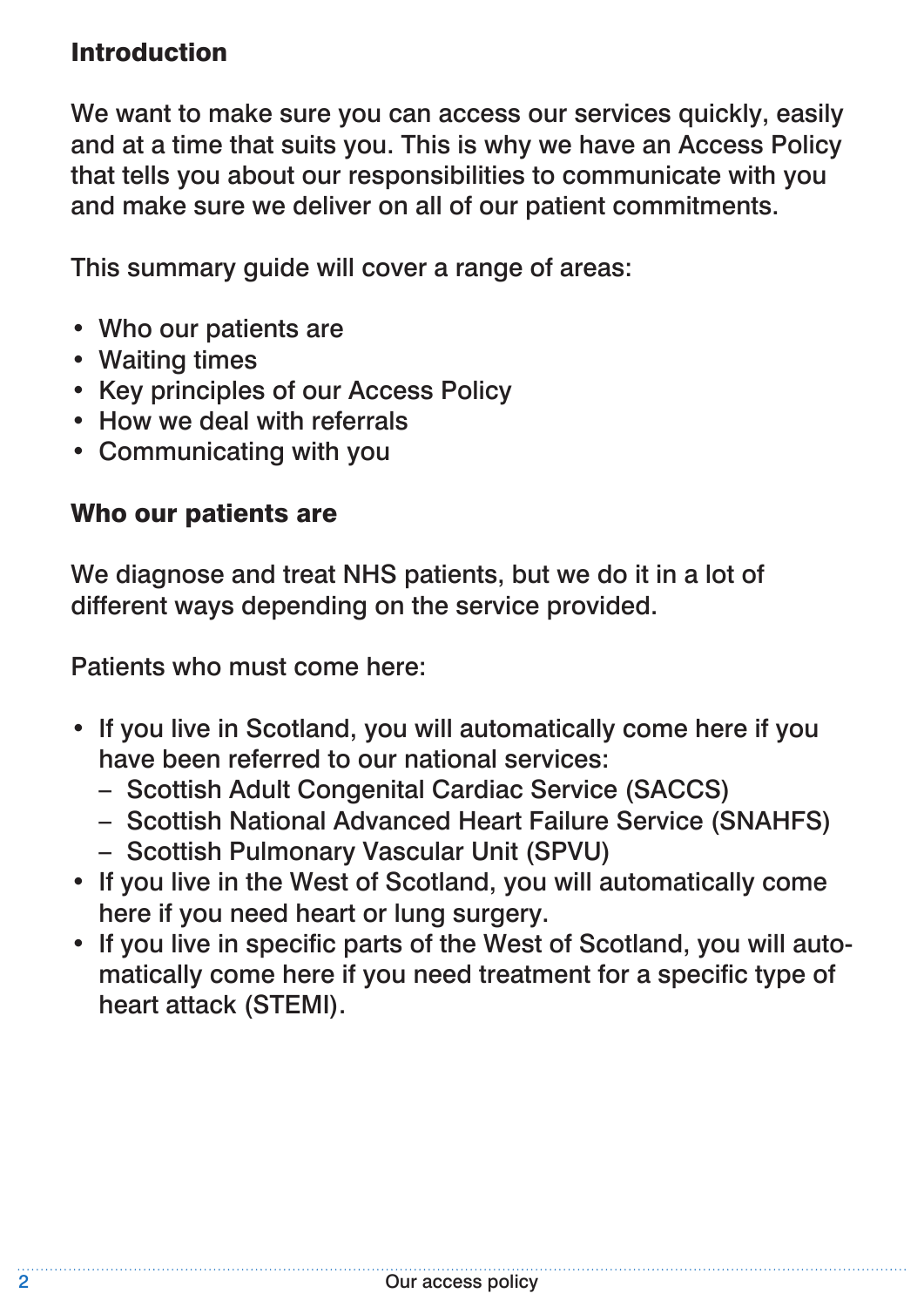## Introduction

We want to make sure you can access our services quickly, easily and at a time that suits you. This is why we have an Access Policy that tells you about our responsibilities to communicate with you and make sure we deliver on all of our patient commitments.

This summary guide will cover a range of areas:

- Who our patients are
- Waiting times
- Key principles of our Access Policy
- How we deal with referrals
- Communicating with you

## Who our patients are

We diagnose and treat NHS patients, but we do it in a lot of different ways depending on the service provided.

Patients who must come here:

- If you live in Scotland, you will automatically come here if you have been referred to our national services:
  - Scottish Adult Congenital Cardiac Service (SACCS)
  - Scottish National Advanced Heart Failure Service (SNAHFS)
  - Scottish Pulmonary Vascular Unit (SPVU)
- If you live in the West of Scotland, you will automatically come here if you need heart or lung surgery.
- If you live in specific parts of the West of Scotland, you will automatically come here if you need treatment for a specific type of heart attack (STEMI).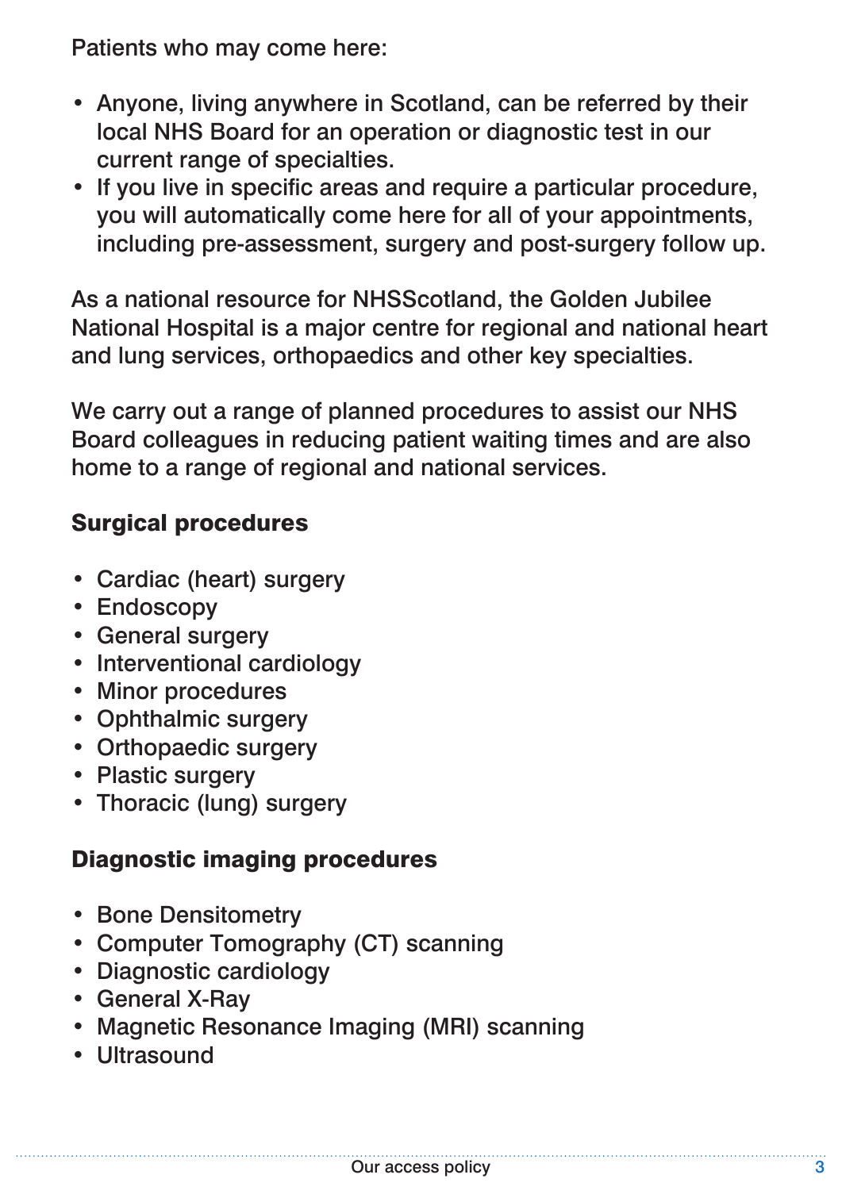Patients who may come here:

- Anyone, living anywhere in Scotland, can be referred by their local NHS Board for an operation or diagnostic test in our current range of specialties.
- If you live in specific areas and require a particular procedure, you will automatically come here for all of your appointments, including pre-assessment, surgery and post-surgery follow up.

As a national resource for NHSScotland, the Golden Jubilee National Hospital is a major centre for regional and national heart and lung services, orthopaedics and other key specialties.

We carry out a range of planned procedures to assist our NHS Board colleagues in reducing patient waiting times and are also home to a range of regional and national services.

## Surgical procedures

- Cardiac (heart) surgery
- Endoscopy
- General surgery
- Interventional cardiology
- Minor procedures
- Ophthalmic surgery
- Orthopaedic surgery
- Plastic surgery
- Thoracic (lung) surgery

## Diagnostic imaging procedures

- Bone Densitometry
- Computer Tomography (CT) scanning
- Diagnostic cardiology
- General X-Ray
- Magnetic Resonance Imaging (MRI) scanning
- Ultrasound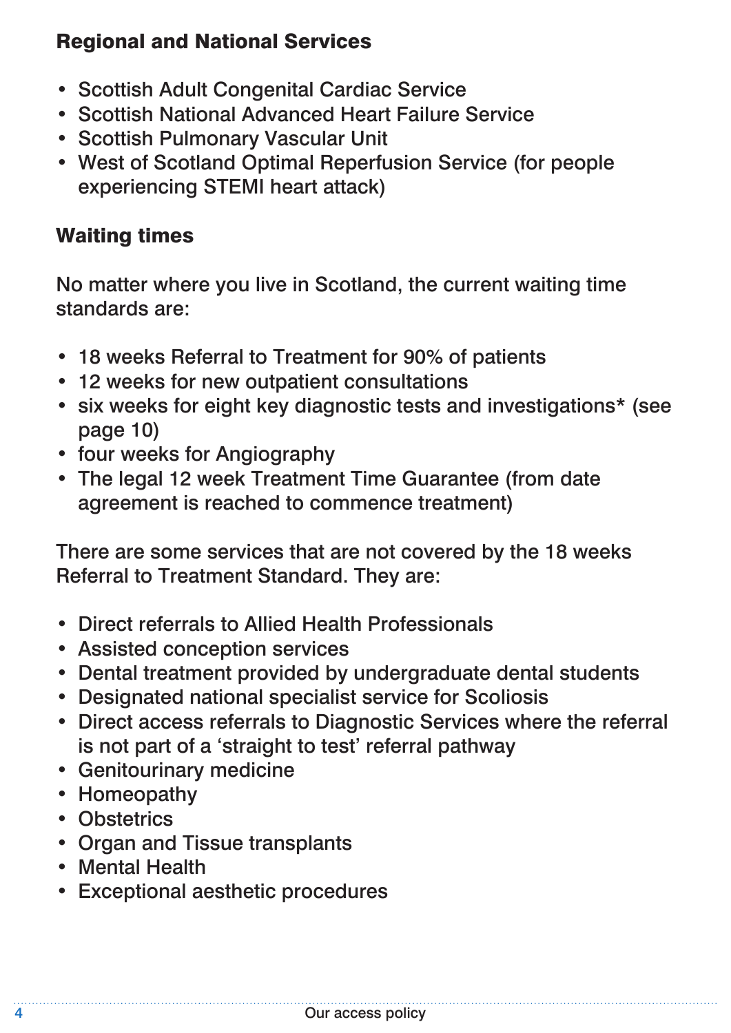## Regional and National Services

- Scottish Adult Congenital Cardiac Service
- Scottish National Advanced Heart Failure Service
- Scottish Pulmonary Vascular Unit
- West of Scotland Optimal Reperfusion Service (for people experiencing STEMI heart attack)

## Waiting times

No matter where you live in Scotland, the current waiting time standards are:

- 18 weeks Referral to Treatment for 90% of patients
- 12 weeks for new outpatient consultations
- six weeks for eight key diagnostic tests and investigations* (see page 10)
- four weeks for Angiography
- The legal 12 week Treatment Time Guarantee (from date agreement is reached to commence treatment)

There are some services that are not covered by the 18 weeks Referral to Treatment Standard. They are:

- Direct referrals to Allied Health Professionals
- Assisted conception services
- Dental treatment provided by undergraduate dental students
- Designated national specialist service for Scoliosis
- Direct access referrals to Diagnostic Services where the referral is not part of a 'straight to test' referral pathway
- Genitourinary medicine
- Homeopathy
- Obstetrics
- Organ and Tissue transplants
- Mental Health
- Exceptional aesthetic procedures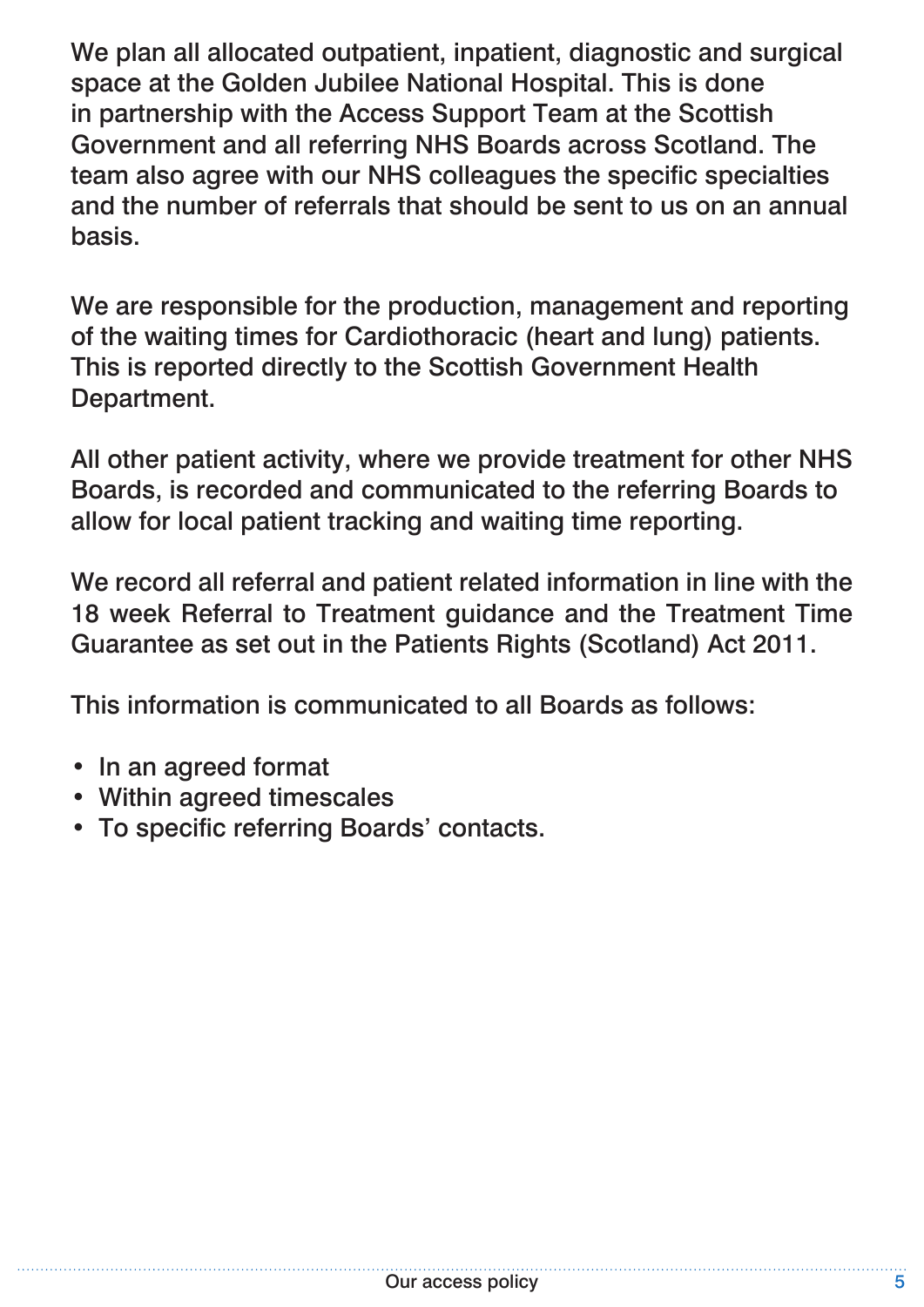We plan all allocated outpatient, inpatient, diagnostic and surgical space at the Golden Jubilee National Hospital. This is done in partnership with the Access Support Team at the Scottish Government and all referring NHS Boards across Scotland. The team also agree with our NHS colleagues the specific specialties and the number of referrals that should be sent to us on an annual basis.

We are responsible for the production, management and reporting of the waiting times for Cardiothoracic (heart and lung) patients. This is reported directly to the Scottish Government Health Department.

All other patient activity, where we provide treatment for other NHS Boards, is recorded and communicated to the referring Boards to allow for local patient tracking and waiting time reporting.

We record all referral and patient related information in line with the 18 week Referral to Treatment guidance and the Treatment Time Guarantee as set out in the Patients Rights (Scotland) Act 2011.

This information is communicated to all Boards as follows:

- In an agreed format
- Within agreed timescales
- To specific referring Boards' contacts.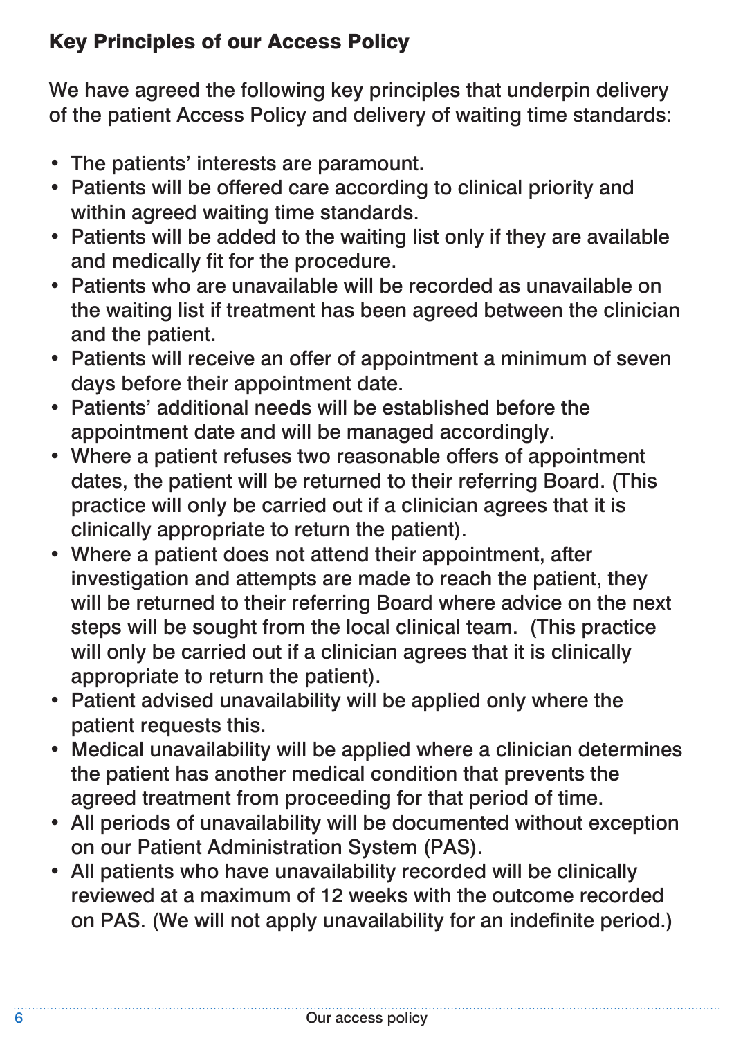## Key Principles of our Access Policy

We have agreed the following key principles that underpin delivery of the patient Access Policy and delivery of waiting time standards:

- The patients' interests are paramount.
- Patients will be offered care according to clinical priority and within agreed waiting time standards.
- Patients will be added to the waiting list only if they are available and medically fit for the procedure.
- Patients who are unavailable will be recorded as unavailable on the waiting list if treatment has been agreed between the clinician and the patient.
- Patients will receive an offer of appointment a minimum of seven days before their appointment date.
- Patients' additional needs will be established before the appointment date and will be managed accordingly.
- Where a patient refuses two reasonable offers of appointment dates, the patient will be returned to their referring Board. (This practice will only be carried out if a clinician agrees that it is clinically appropriate to return the patient).
- Where a patient does not attend their appointment, after investigation and attempts are made to reach the patient, they will be returned to their referring Board where advice on the next steps will be sought from the local clinical team. (This practice will only be carried out if a clinician agrees that it is clinically appropriate to return the patient).
- Patient advised unavailability will be applied only where the patient requests this.
- Medical unavailability will be applied where a clinician determines the patient has another medical condition that prevents the agreed treatment from proceeding for that period of time.
- All periods of unavailability will be documented without exception on our Patient Administration System (PAS).
- All patients who have unavailability recorded will be clinically reviewed at a maximum of 12 weeks with the outcome recorded on PAS. (We will not apply unavailability for an indefinite period.)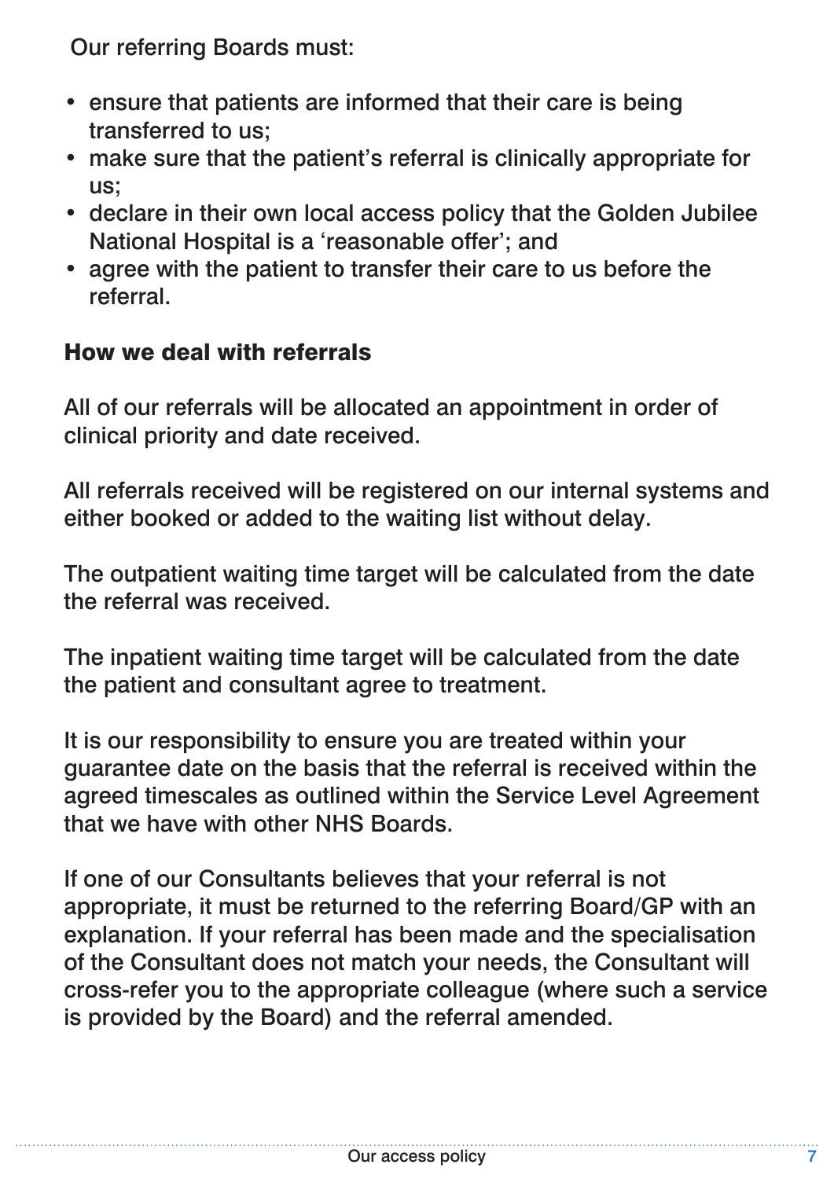Our referring Boards must:

- ensure that patients are informed that their care is being transferred to us;
- make sure that the patient's referral is clinically appropriate for us;
- declare in their own local access policy that the Golden Jubilee National Hospital is a 'reasonable offer'; and
- agree with the patient to transfer their care to us before the referral.

## How we deal with referrals

All of our referrals will be allocated an appointment in order of clinical priority and date received.

All referrals received will be registered on our internal systems and either booked or added to the waiting list without delay.

The outpatient waiting time target will be calculated from the date the referral was received.

The inpatient waiting time target will be calculated from the date the patient and consultant agree to treatment.

It is our responsibility to ensure you are treated within your guarantee date on the basis that the referral is received within the agreed timescales as outlined within the Service Level Agreement that we have with other NHS Boards.

If one of our Consultants believes that your referral is not appropriate, it must be returned to the referring Board/GP with an explanation. If your referral has been made and the specialisation of the Consultant does not match your needs, the Consultant will cross-refer you to the appropriate colleague (where such a service is provided by the Board) and the referral amended.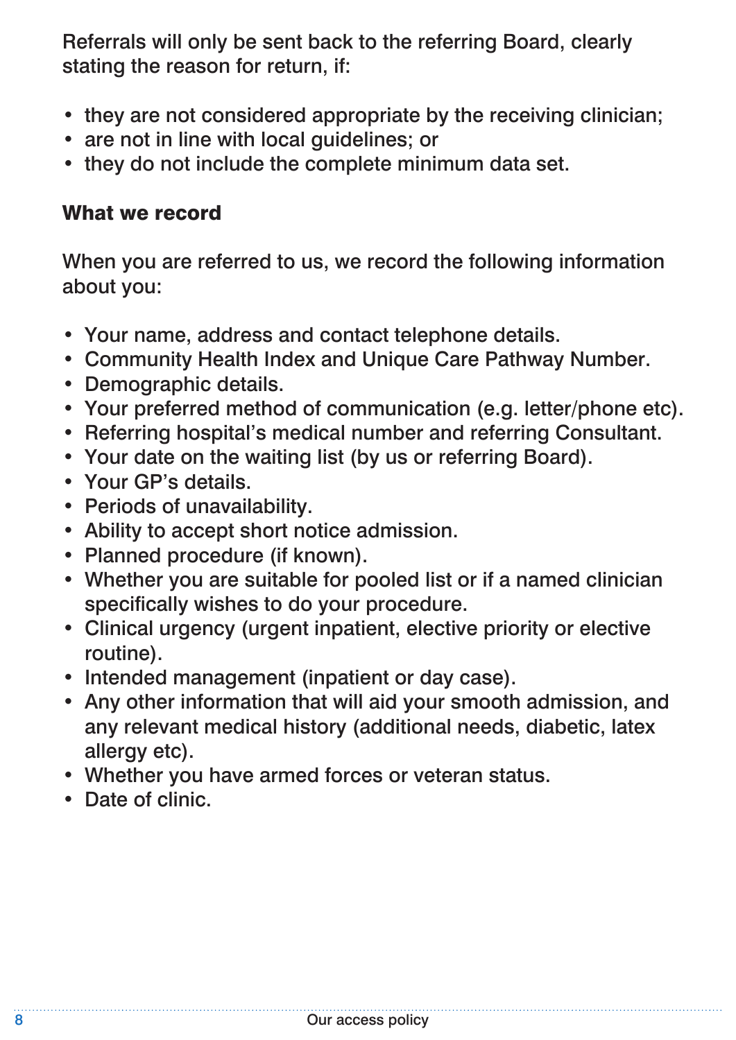Referrals will only be sent back to the referring Board, clearly stating the reason for return, if:

- they are not considered appropriate by the receiving clinician;
- are not in line with local guidelines; or
- they do not include the complete minimum data set.

### What we record

When you are referred to us, we record the following information about you:

- Your name, address and contact telephone details.
- Community Health Index and Unique Care Pathway Number.
- Demographic details.
- Your preferred method of communication (e.g. letter/phone etc).
- Referring hospital's medical number and referring Consultant.
- Your date on the waiting list (by us or referring Board).
- Your GP's details.
- Periods of unavailability.
- Ability to accept short notice admission.
- Planned procedure (if known).
- Whether you are suitable for pooled list or if a named clinician specifically wishes to do your procedure.
- Clinical urgency (urgent inpatient, elective priority or elective routine).
- Intended management (inpatient or day case).
- Any other information that will aid your smooth admission, and any relevant medical history (additional needs, diabetic, latex allergy etc).
- Whether you have armed forces or veteran status.
- Date of clinic.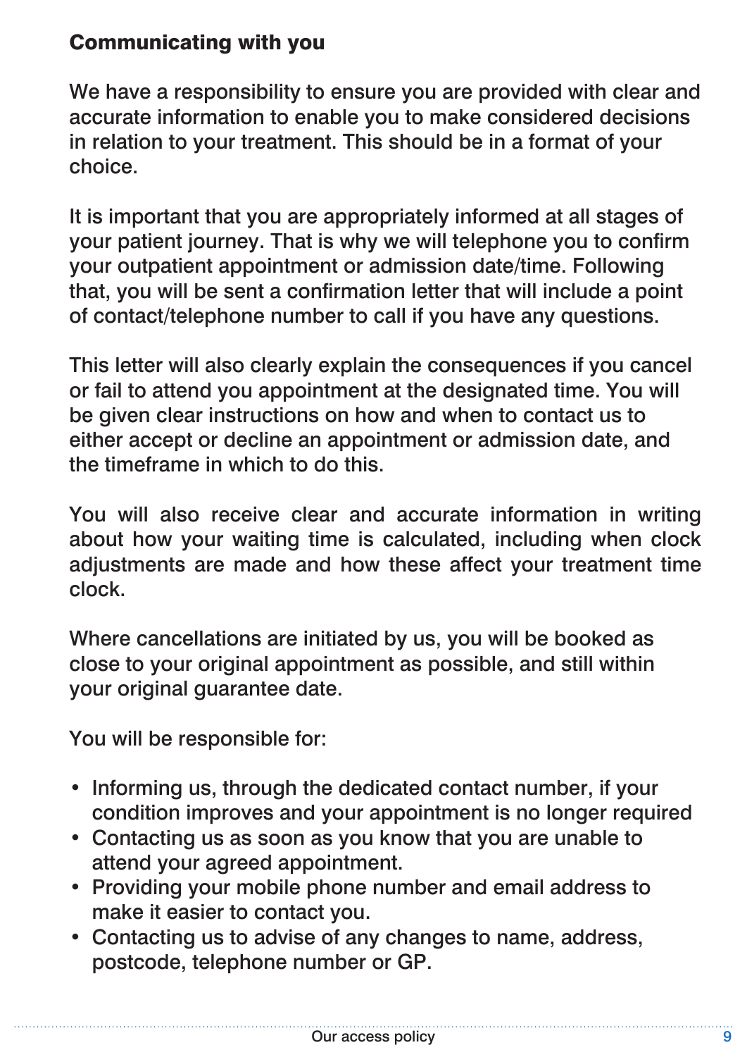## Communicating with you

We have a responsibility to ensure you are provided with clear and accurate information to enable you to make considered decisions in relation to your treatment. This should be in a format of your choice.

It is important that you are appropriately informed at all stages of your patient journey. That is why we will telephone you to confirm your outpatient appointment or admission date/time. Following that, you will be sent a confirmation letter that will include a point of contact/telephone number to call if you have any questions.

This letter will also clearly explain the consequences if you cancel or fail to attend you appointment at the designated time. You will be given clear instructions on how and when to contact us to either accept or decline an appointment or admission date, and the timeframe in which to do this.

You will also receive clear and accurate information in writing about how your waiting time is calculated, including when clock adjustments are made and how these affect your treatment time clock.

Where cancellations are initiated by us, you will be booked as close to your original appointment as possible, and still within your original guarantee date.

You will be responsible for:

- Informing us, through the dedicated contact number, if your condition improves and your appointment is no longer required
- Contacting us as soon as you know that you are unable to attend your agreed appointment.
- Providing your mobile phone number and email address to make it easier to contact you.
- Contacting us to advise of any changes to name, address, postcode, telephone number or GP.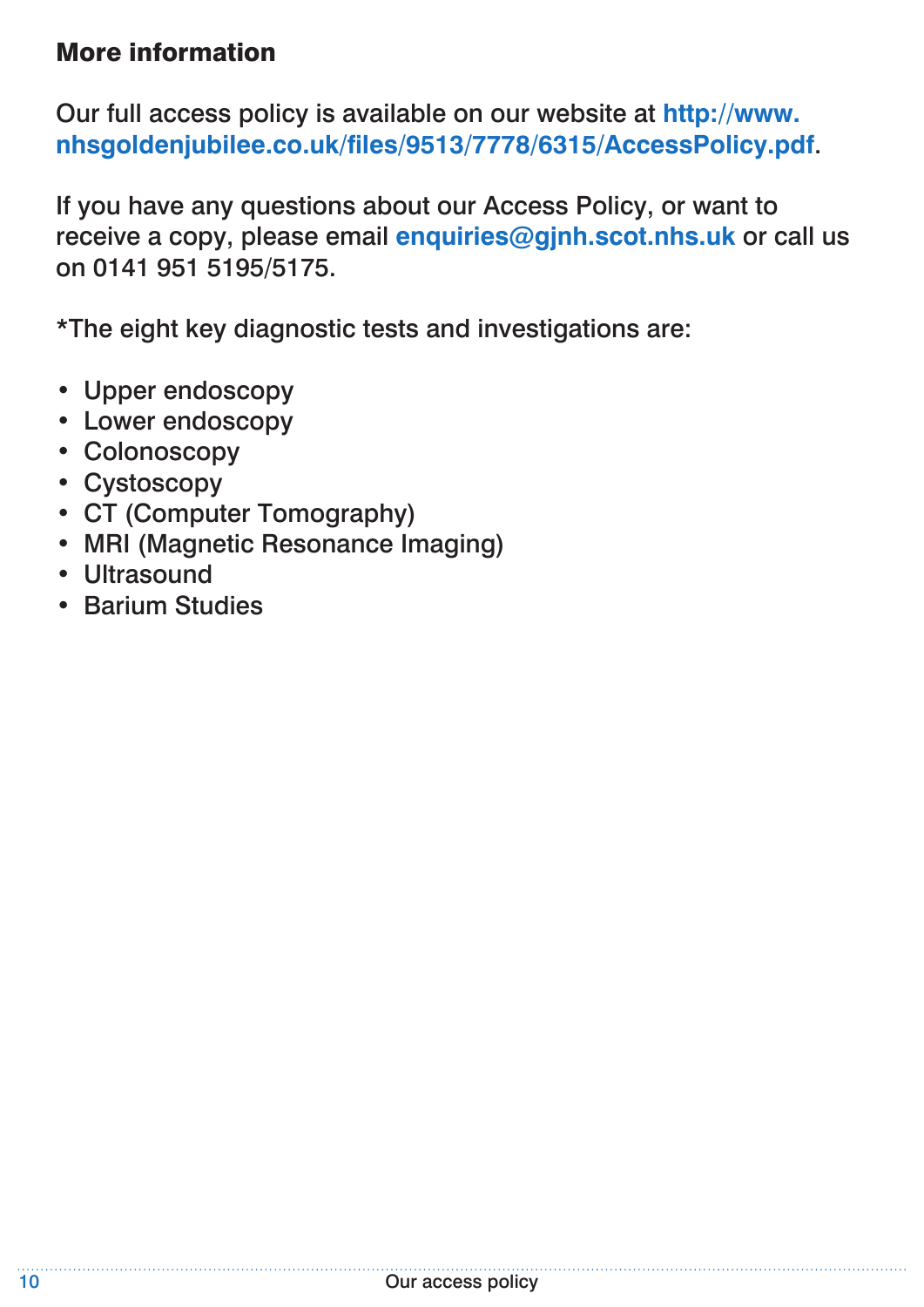## More information

Our full access policy is available on our website at **http://www.nhsgoldenjubilee.co.uk/files/9513/7778/6315/AccessPolicy.pdf**.

If you have any questions about our Access Policy, or want to receive a copy, please email **enquiries@gjnh.scot.nhs.uk** or call us on 0141 951 5195/5175.

*The eight key diagnostic tests and investigations are:

- Upper endoscopy
- Lower endoscopy
- Colonoscopy
- Cystoscopy
- CT (Computer Tomography)
- MRI (Magnetic Resonance Imaging)
- Ultrasound
- Barium Studies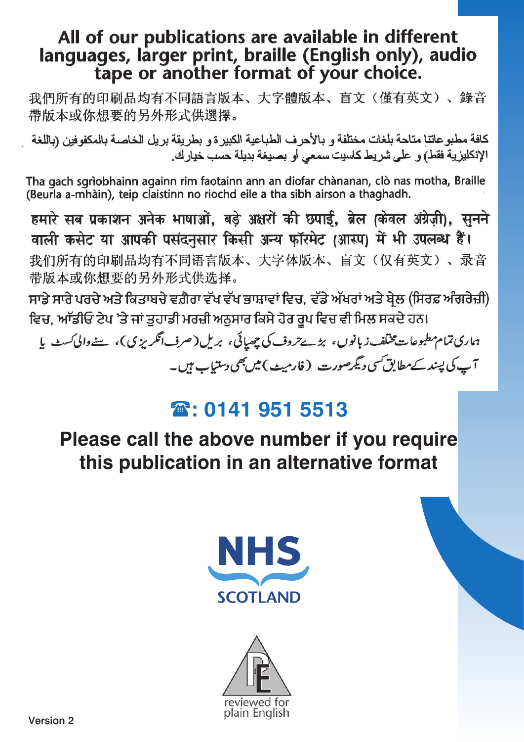# All of our publications are available in different languages, larger print, braille (English only), audio tape or another format of your choice.

我們所有的印刷品均有不同語言版本、大字體版本、盲文（僅有英文）、錄音帶版本或你想要的另外形式供選擇。

كافة مطبوعاتنا متاحة بلغات مختلفة و بالأحرف الطباعية الكبيرة و بطريقة بريل الخاصة بالمكفوفين (باللغة الإنكليزية فقط) و على شريط كاسيت سمعي أو بصيغة بديلة حسب خيارك.

Tha gach sgrìobhainn againn rim faotainn ann an diofar chànanan, clò nas motha, Braille (Beurla a-mhàin), teip claistinn no riochd eile a tha sibh airson a thaghadh.

हमारे सब प्रकाशन अनेक भाषाओं, बड़े अक्षरों की छपाई, ब्रेल (केवल अंग्रेज़ी), सुनने वाली कसेट या आपकी पसंदनुसार किसी अन्य फ़ॉरमेट (आरूप) में भी उपलब्ध हैं।

我们所有的印刷品均有不同语言版本、大字体版本、盲文（仅有英文）、录音带版本或你想要的另外形式供选择。

ਸਾਡੇ ਸਾਰੇ ਪਰਚੇ ਅਤੇ ਕਿਤਾਬਚੇ ਵਗ਼ੈਰਾ ਵੱਖ ਵੱਖ ਭਾਸ਼ਾਵਾਂ ਵਿਚ, ਵੱਡੇ ਅੱਖਰਾਂ ਅਤੇ ਬ੍ਰੇਲ (ਸਿਰਫ਼ ਅੰਗਰੇਜ਼ੀ) ਵਿਚ, ਆੱਡੀਓ ਟੇਪ 'ਤੇ ਜਾਂ ਤੁਹਾਡੀ ਮਰਜ਼ੀ ਅਨੁਸਾਰ ਕਿਸੇ ਹੋਰ ਰੂਪ ਵਿਚ ਵੀ ਮਿਲ ਸਕਦੇ ਹਨ।

ہماری تمام مطبوعات مختلف زبانوں، بڑے حروف کی چھپائی، بریل (صرف انگریزی)، سننے والی کیسٹ یا آپ کی پسند کے مطابق کسی دیگر صورت (فارمیٹ) میں بھی دستیاب ہیں۔

## ☎: 0141 951 5513

**Please call the above number if you require this publication in an alternative format**

NHS SCOTLAND

reviewed for plain English

Version 2